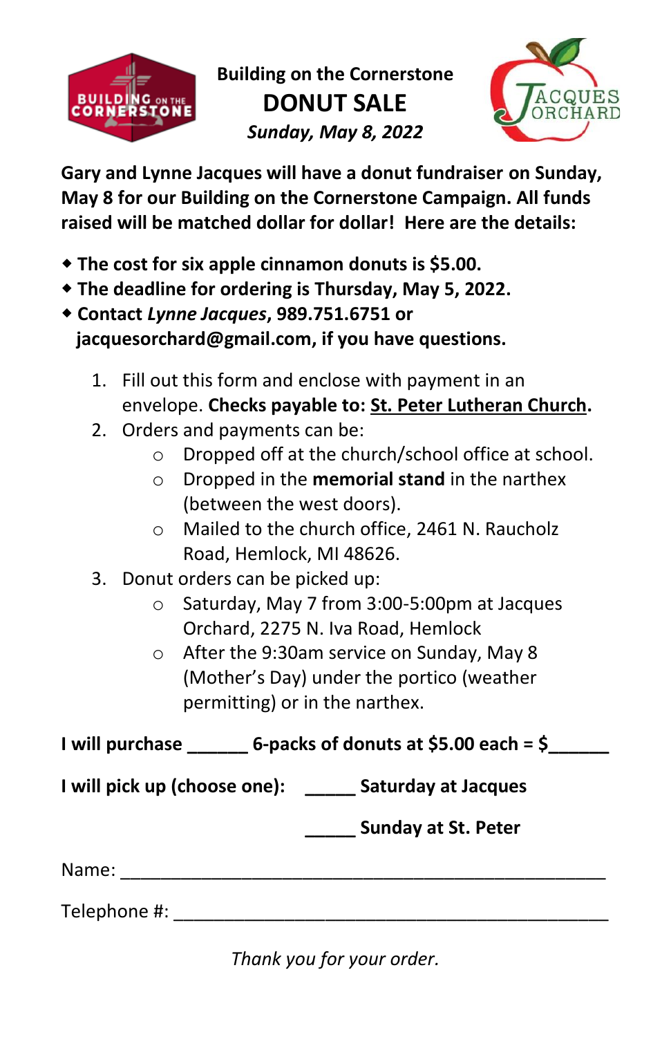# Building on the Cornerstone

# DONUT SALE

***Sunday, May 8, 2022***

**Gary and Lynne Jacques will have a donut fundraiser on Sunday, May 8 for our Building on the Cornerstone Campaign. All funds raised will be matched dollar for dollar! Here are the details:**

- **The cost for six apple cinnamon donuts is $5.00.**
- **The deadline for ordering is Thursday, May 5, 2022.**
- **Contact *Lynne Jacques*, 989.751.6751 or jacquesorchard@gmail.com, if you have questions.**

1. Fill out this form and enclose with payment in an envelope. **Checks payable to: <u>St. Peter Lutheran Church</u>.**
2. Orders and payments can be:
   - Dropped off at the church/school office at school.
   - Dropped in the **memorial stand** in the narthex (between the west doors).
   - Mailed to the church office, 2461 N. Raucholz Road, Hemlock, MI 48626.
3. Donut orders can be picked up:
   - Saturday, May 7 from 3:00-5:00pm at Jacques Orchard, 2275 N. Iva Road, Hemlock
   - After the 9:30am service on Sunday, May 8 (Mother's Day) under the portico (weather permitting) or in the narthex.

**I will purchase ______ 6-packs of donuts at $5.00 each = $______**

**I will pick up (choose one):** **_____ Saturday at Jacques**

**_____ Sunday at St. Peter**

Name: ______________________________________________

Telephone #: ________________________________________

*Thank you for your order.*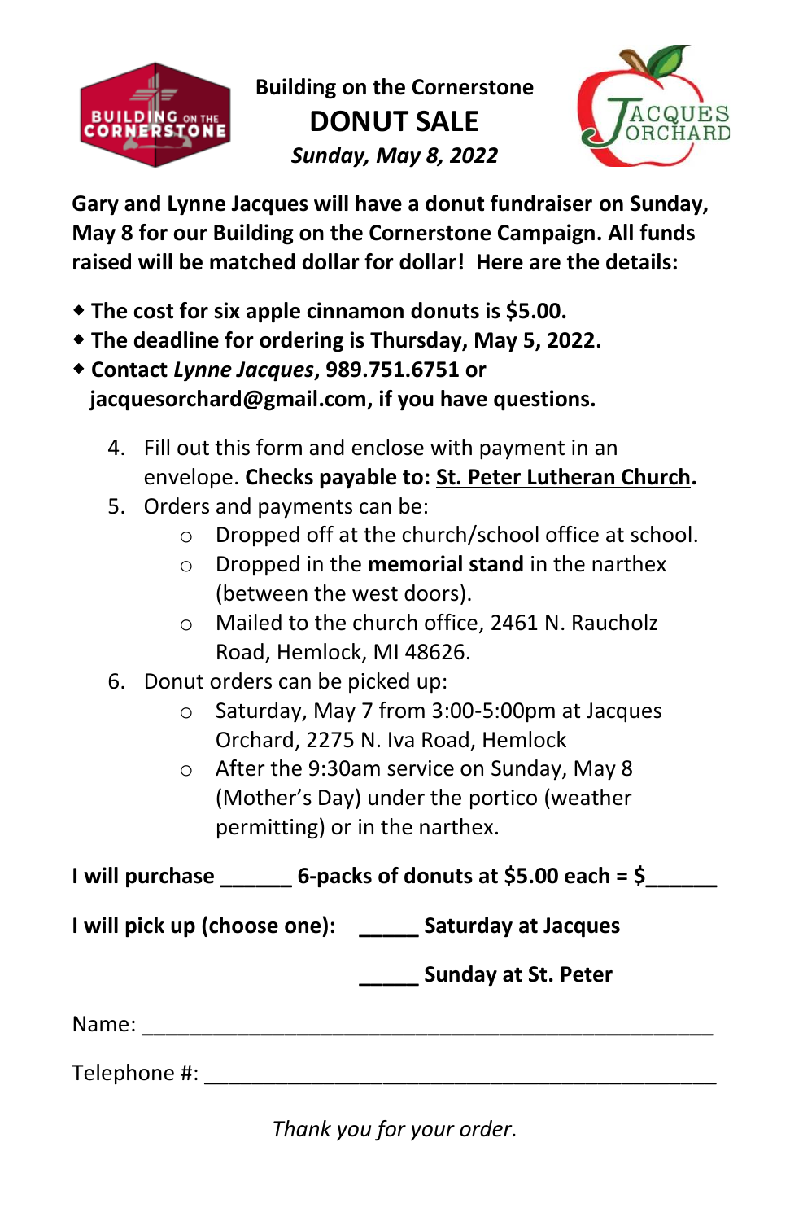# Building on the Cornerstone

# DONUT SALE

*Sunday, May 8, 2022*

**Gary and Lynne Jacques will have a donut fundraiser on Sunday, May 8 for our Building on the Cornerstone Campaign. All funds raised will be matched dollar for dollar! Here are the details:**

- **The cost for six apple cinnamon donuts is $5.00.**
- **The deadline for ordering is Thursday, May 5, 2022.**
- **Contact *Lynne Jacques*, 989.751.6751 or jacquesorchard@gmail.com, if you have questions.**

4. Fill out this form and enclose with payment in an envelope. **Checks payable to: St. Peter Lutheran Church.**
5. Orders and payments can be:
   - Dropped off at the church/school office at school.
   - Dropped in the **memorial stand** in the narthex (between the west doors).
   - Mailed to the church office, 2461 N. Raucholz Road, Hemlock, MI 48626.
6. Donut orders can be picked up:
   - Saturday, May 7 from 3:00-5:00pm at Jacques Orchard, 2275 N. Iva Road, Hemlock
   - After the 9:30am service on Sunday, May 8 (Mother's Day) under the portico (weather permitting) or in the narthex.

**I will purchase ______ 6-packs of donuts at $5.00 each = $______**

**I will pick up (choose one): _____ Saturday at Jacques**

**_____ Sunday at St. Peter**

Name: ________________________________________________

Telephone #: ___________________________________________

*Thank you for your order.*